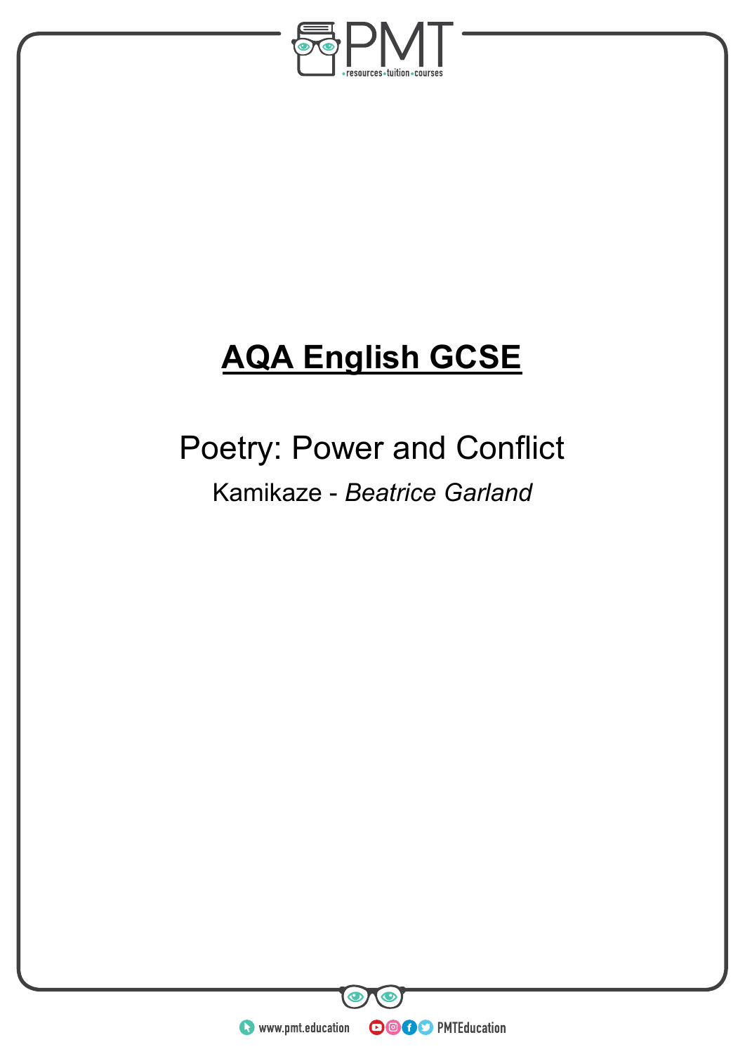# AQA English GCSE

## Poetry: Power and Conflict

Kamikaze - *Beatrice Garland*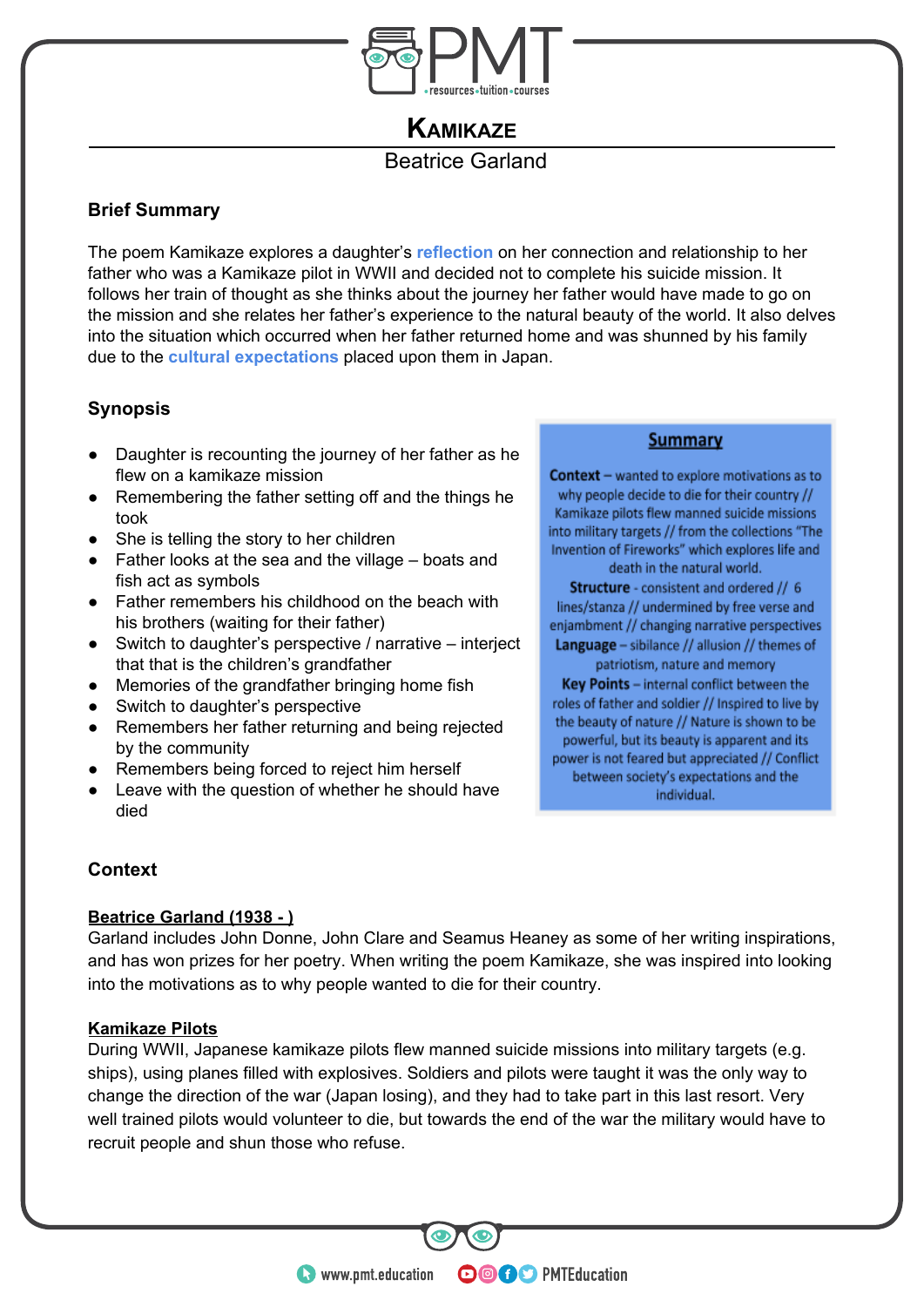# Kamikaze

Beatrice Garland

## Brief Summary

The poem Kamikaze explores a daughter's **reflection** on her connection and relationship to her father who was a Kamikaze pilot in WWII and decided not to complete his suicide mission. It follows her train of thought as she thinks about the journey her father would have made to go on the mission and she relates her father's experience to the natural beauty of the world. It also delves into the situation which occurred when her father returned home and was shunned by his family due to the **cultural expectations** placed upon them in Japan.

## Synopsis

- Daughter is recounting the journey of her father as he flew on a kamikaze mission
- Remembering the father setting off and the things he took
- She is telling the story to her children
- Father looks at the sea and the village – boats and fish act as symbols
- Father remembers his childhood on the beach with his brothers (waiting for their father)
- Switch to daughter's perspective / narrative – interject that that is the children's grandfather
- Memories of the grandfather bringing home fish
- Switch to daughter's perspective
- Remembers her father returning and being rejected by the community
- Remembers being forced to reject him herself
- Leave with the question of whether he should have died

### Summary

**Context** – wanted to explore motivations as to why people decide to die for their country // Kamikaze pilots flew manned suicide missions into military targets // from the collections "The Invention of Fireworks" which explores life and death in the natural world.

**Structure** - consistent and ordered // 6 lines/stanza // undermined by free verse and enjambment // changing narrative perspectives

**Language** – sibilance // allusion // themes of patriotism, nature and memory

**Key Points** – internal conflict between the roles of father and soldier // Inspired to live by the beauty of nature // Nature is shown to be powerful, but its beauty is apparent and its power is not feared but appreciated // Conflict between society's expectations and the individual.

## Context

**Beatrice Garland (1938 - )**

Garland includes John Donne, John Clare and Seamus Heaney as some of her writing inspirations, and has won prizes for her poetry. When writing the poem Kamikaze, she was inspired into looking into the motivations as to why people wanted to die for their country.

**Kamikaze Pilots**

During WWII, Japanese kamikaze pilots flew manned suicide missions into military targets (e.g. ships), using planes filled with explosives. Soldiers and pilots were taught it was the only way to change the direction of the war (Japan losing), and they had to take part in this last resort. Very well trained pilots would volunteer to die, but towards the end of the war the military would have to recruit people and shun those who refuse.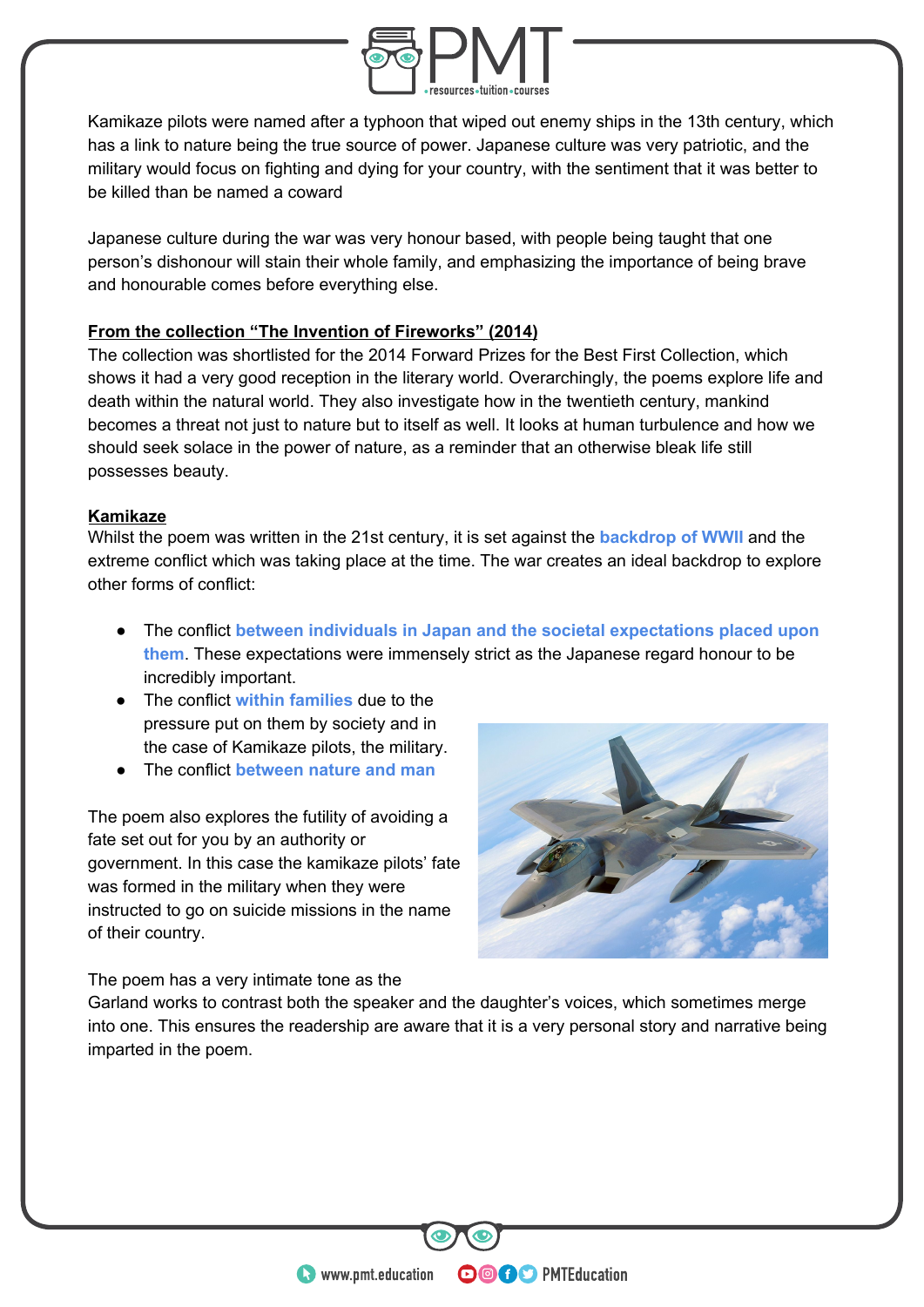Kamikaze pilots were named after a typhoon that wiped out enemy ships in the 13th century, which has a link to nature being the true source of power. Japanese culture was very patriotic, and the military would focus on fighting and dying for your country, with the sentiment that it was better to be killed than be named a coward

Japanese culture during the war was very honour based, with people being taught that one person's dishonour will stain their whole family, and emphasizing the importance of being brave and honourable comes before everything else.

## From the collection "The Invention of Fireworks" (2014)

The collection was shortlisted for the 2014 Forward Prizes for the Best First Collection, which shows it had a very good reception in the literary world. Overarchingly, the poems explore life and death within the natural world. They also investigate how in the twentieth century, mankind becomes a threat not just to nature but to itself as well. It looks at human turbulence and how we should seek solace in the power of nature, as a reminder that an otherwise bleak life still possesses beauty.

## Kamikaze

Whilst the poem was written in the 21st century, it is set against the **backdrop of WWII** and the extreme conflict which was taking place at the time. The war creates an ideal backdrop to explore other forms of conflict:

- The conflict **between individuals in Japan and the societal expectations placed upon them**. These expectations were immensely strict as the Japanese regard honour to be incredibly important.
- The conflict **within families** due to the pressure put on them by society and in the case of Kamikaze pilots, the military.
- The conflict **between nature and man**

The poem also explores the futility of avoiding a fate set out for you by an authority or government. In this case the kamikaze pilots' fate was formed in the military when they were instructed to go on suicide missions in the name of their country.

The poem has a very intimate tone as the Garland works to contrast both the speaker and the daughter's voices, which sometimes merge into one. This ensures the readership are aware that it is a very personal story and narrative being imparted in the poem.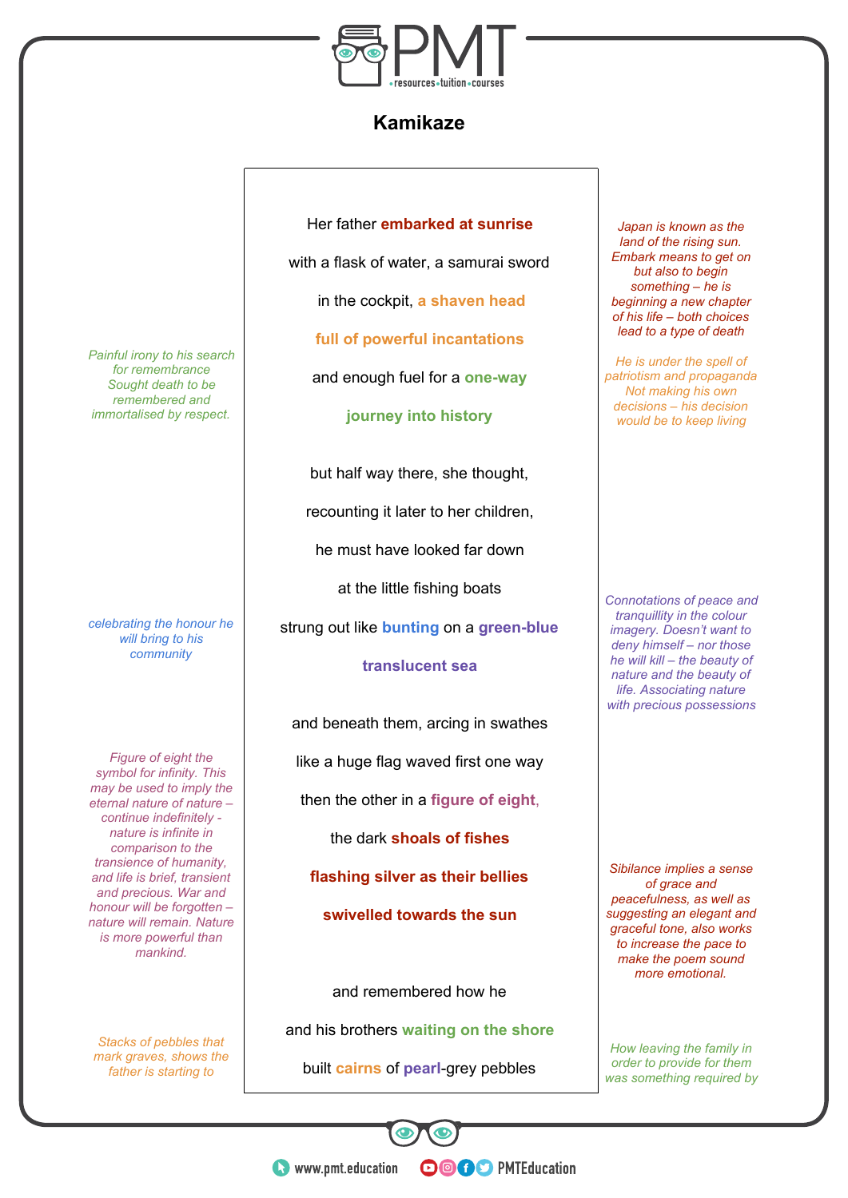# Kamikaze

Her father **embarked at sunrise**

with a flask of water, a samurai sword

in the cockpit, **a shaven head**

**full of powerful incantations**

and enough fuel for a **one-way**

**journey into history**

*Japan is known as the land of the rising sun. Embark means to get on but also to begin something – he is beginning a new chapter of his life – both choices lead to a type of death*

*He is under the spell of patriotism and propaganda Not making his own decisions – his decision would be to keep living*

*Painful irony to his search for remembrance Sought death to be remembered and immortalised by respect.*

but half way there, she thought,

recounting it later to her children,

he must have looked far down

at the little fishing boats

strung out like **bunting** on a **green-blue**

**translucent sea**

*celebrating the honour he will bring to his community*

*Connotations of peace and tranquillity in the colour imagery. Doesn't want to deny himself – nor those he will kill – the beauty of nature and the beauty of life. Associating nature with precious possessions*

and beneath them, arcing in swathes

like a huge flag waved first one way

then the other in a **figure of eight,**

the dark **shoals of fishes**

**flashing silver as their bellies**

**swivelled towards the sun**

*Figure of eight the symbol for infinity. This may be used to imply the eternal nature of nature – continue indefinitely - nature is infinite in comparison to the transience of humanity, and life is brief, transient and precious. War and honour will be forgotten – nature will remain. Nature is more powerful than mankind.*

*Sibilance implies a sense of grace and peacefulness, as well as suggesting an elegant and graceful tone, also works to increase the pace to make the poem sound more emotional.*

and remembered how he

and his brothers **waiting on the shore**

built **cairns** of **pearl**-grey pebbles

*Stacks of pebbles that mark graves, shows the father is starting to*

*How leaving the family in order to provide for them was something required by*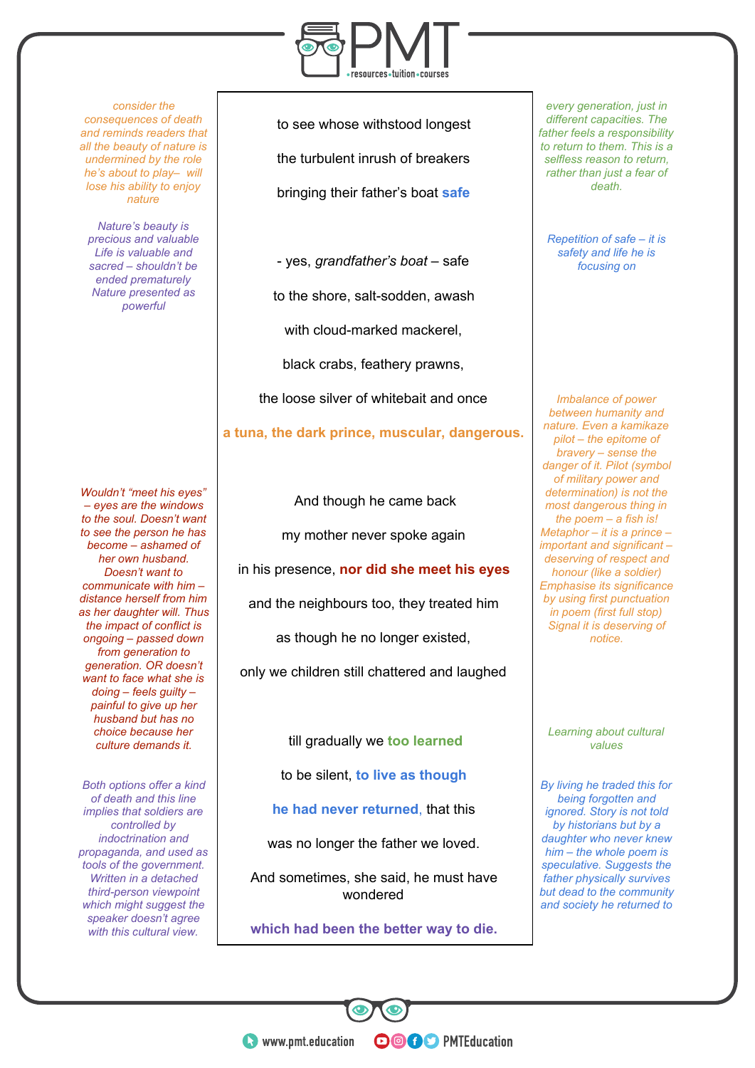consider the consequences of death and reminds readers that all the beauty of nature is undermined by the role he's about to play– will lose his ability to enjoy nature

Nature's beauty is precious and valuable
Life is valuable and sacred – shouldn't be ended prematurely
Nature presented as powerful

to see whose withstood longest

the turbulent inrush of breakers

bringing their father's boat **safe**

- yes, *grandfather's boat* – safe

to the shore, salt-sodden, awash

with cloud-marked mackerel,

black crabs, feathery prawns,

the loose silver of whitebait and once

**a tuna, the dark prince, muscular, dangerous.**

And though he came back

my mother never spoke again

in his presence, **nor did she meet his eyes**

and the neighbours too, they treated him

as though he no longer existed,

only we children still chattered and laughed

till gradually we **too learned**

to be silent, **to live as though**

**he had never returned,** that this

was no longer the father we loved.

And sometimes, she said, he must have wondered

**which had been the better way to die.**

every generation, just in different capacities. The father feels a responsibility to return to them. This is a selfless reason to return, rather than just a fear of death.

Repetition of safe – it is safety and life he is focusing on

Imbalance of power between humanity and nature. Even a kamikaze pilot – the epitome of bravery – sense the danger of it. Pilot (symbol of military power and determination) is not the most dangerous thing in the poem – a fish is! Metaphor – it is a prince – important and significant – deserving of respect and honour (like a soldier) Emphasise its significance by using first punctuation in poem (first full stop) Signal it is deserving of notice.

Wouldn't "meet his eyes" – eyes are the windows to the soul. Doesn't want to see the person he has become – ashamed of her own husband. Doesn't want to communicate with him – distance herself from him as her daughter will. Thus the impact of conflict is ongoing – passed down from generation to generation. OR doesn't want to face what she is doing – feels guilty – painful to give up her husband but has no choice because her culture demands it.

Learning about cultural values

Both options offer a kind of death and this line implies that soldiers are controlled by indoctrination and propaganda, and used as tools of the government. Written in a detached third-person viewpoint which might suggest the speaker doesn't agree with this cultural view.

By living he traded this for being forgotten and ignored. Story is not told by historians but by a daughter who never knew him – the whole poem is speculative. Suggests the father physically survives but dead to the community and society he returned to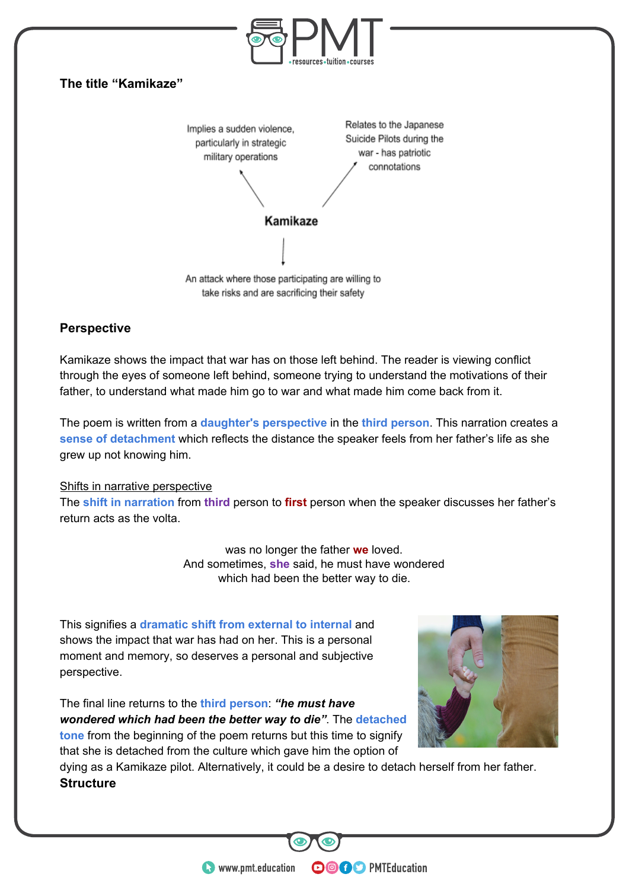### The title "Kamikaze"

Kamikaze

- Implies a sudden violence, particularly in strategic military operations
- Relates to the Japanese Suicide Pilots during the war - has patriotic connotations
- An attack where those participating are willing to take risks and are sacrificing their safety

### Perspective

Kamikaze shows the impact that war has on those left behind. The reader is viewing conflict through the eyes of someone left behind, someone trying to understand the motivations of their father, to understand what made him go to war and what made him come back from it.

The poem is written from a **daughter's perspective** in the **third person**. This narration creates a **sense of detachment** which reflects the distance the speaker feels from her father's life as she grew up not knowing him.

Shifts in narrative perspective

The **shift in narration** from **third** person to **first** person when the speaker discusses her father's return acts as the volta.

> was no longer the father **we** loved.
> And sometimes, **she** said, he must have wondered
> which had been the better way to die.

This signifies a **dramatic shift from external to internal** and shows the impact that war has had on her. This is a personal moment and memory, so deserves a personal and subjective perspective.

The final line returns to the **third person**: ***"he must have wondered which had been the better way to die"***. The **detached tone** from the beginning of the poem returns but this time to signify that she is detached from the culture which gave him the option of dying as a Kamikaze pilot. Alternatively, it could be a desire to detach herself from her father.

### Structure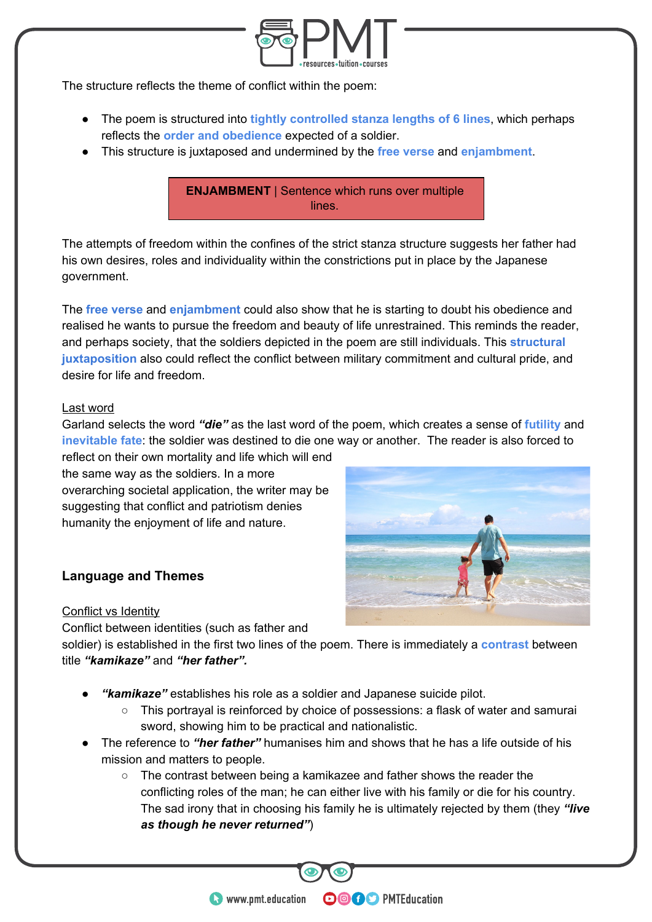The structure reflects the theme of conflict within the poem:

- The poem is structured into **tightly controlled stanza lengths of 6 lines**, which perhaps reflects the **order and obedience** expected of a soldier.
- This structure is juxtaposed and undermined by the **free verse** and **enjambment**.

| **ENJAMBMENT** \| Sentence which runs over multiple lines. |
|---|

The attempts of freedom within the confines of the strict stanza structure suggests her father had his own desires, roles and individuality within the constrictions put in place by the Japanese government.

The **free verse** and **enjambment** could also show that he is starting to doubt his obedience and realised he wants to pursue the freedom and beauty of life unrestrained. This reminds the reader, and perhaps society, that the soldiers depicted in the poem are still individuals. This **structural juxtaposition** also could reflect the conflict between military commitment and cultural pride, and desire for life and freedom.

Last word

Garland selects the word ***"die"*** as the last word of the poem, which creates a sense of **futility** and **inevitable fate**: the soldier was destined to die one way or another. The reader is also forced to reflect on their own mortality and life which will end the same way as the soldiers. In a more overarching societal application, the writer may be suggesting that conflict and patriotism denies humanity the enjoyment of life and nature.

## Language and Themes

Conflict vs Identity

Conflict between identities (such as father and soldier) is established in the first two lines of the poem. There is immediately a **contrast** between title ***"kamikaze"*** and ***"her father".***

- ***"kamikaze"*** establishes his role as a soldier and Japanese suicide pilot.
  - This portrayal is reinforced by choice of possessions: a flask of water and samurai sword, showing him to be practical and nationalistic.
- The reference to ***"her father"*** humanises him and shows that he has a life outside of his mission and matters to people.
  - The contrast between being a kamikazee and father shows the reader the conflicting roles of the man; he can either live with his family or die for his country. The sad irony that in choosing his family he is ultimately rejected by them (they ***"live as though he never returned"***)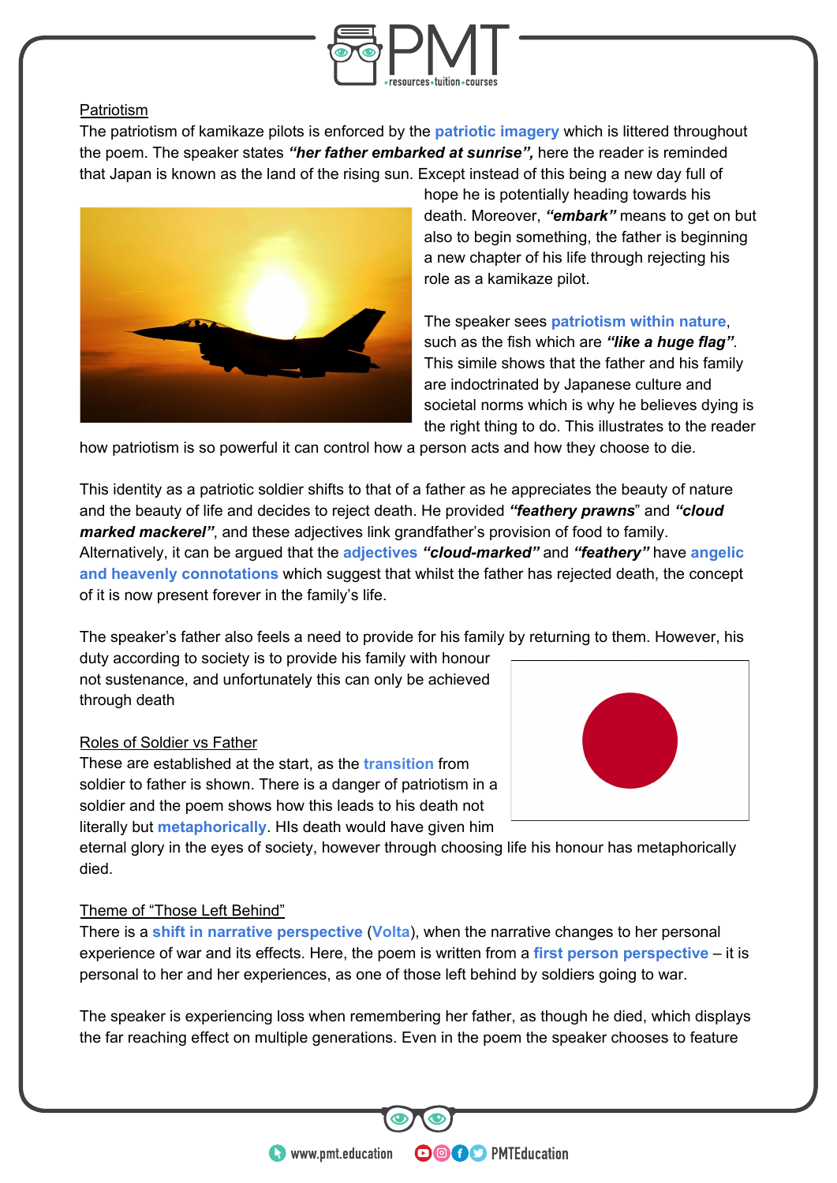## Patriotism

The patriotism of kamikaze pilots is enforced by the **patriotic imagery** which is littered throughout the poem. The speaker states ***"her father embarked at sunrise",*** here the reader is reminded that Japan is known as the land of the rising sun. Except instead of this being a new day full of hope he is potentially heading towards his death. Moreover, ***"embark"*** means to get on but also to begin something, the father is beginning a new chapter of his life through rejecting his role as a kamikaze pilot.

The speaker sees **patriotism within nature**, such as the fish which are ***"like a huge flag"***. This simile shows that the father and his family are indoctrinated by Japanese culture and societal norms which is why he believes dying is the right thing to do. This illustrates to the reader how patriotism is so powerful it can control how a person acts and how they choose to die.

This identity as a patriotic soldier shifts to that of a father as he appreciates the beauty of nature and the beauty of life and decides to reject death. He provided ***"feathery prawns***" and ***"cloud marked mackerel"***, and these adjectives link grandfather's provision of food to family. Alternatively, it can be argued that the **adjectives** ***"cloud-marked"*** and ***"feathery"*** have **angelic and heavenly connotations** which suggest that whilst the father has rejected death, the concept of it is now present forever in the family's life.

The speaker's father also feels a need to provide for his family by returning to them. However, his duty according to society is to provide his family with honour not sustenance, and unfortunately this can only be achieved through death

## Roles of Soldier vs Father

These are established at the start, as the **transition** from soldier to father is shown. There is a danger of patriotism in a soldier and the poem shows how this leads to his death not literally but **metaphorically**. HIs death would have given him eternal glory in the eyes of society, however through choosing life his honour has metaphorically died.

## Theme of "Those Left Behind"

There is a **shift in narrative perspective** (**Volta**), when the narrative changes to her personal experience of war and its effects. Here, the poem is written from a **first person perspective** – it is personal to her and her experiences, as one of those left behind by soldiers going to war.

The speaker is experiencing loss when remembering her father, as though he died, which displays the far reaching effect on multiple generations. Even in the poem the speaker chooses to feature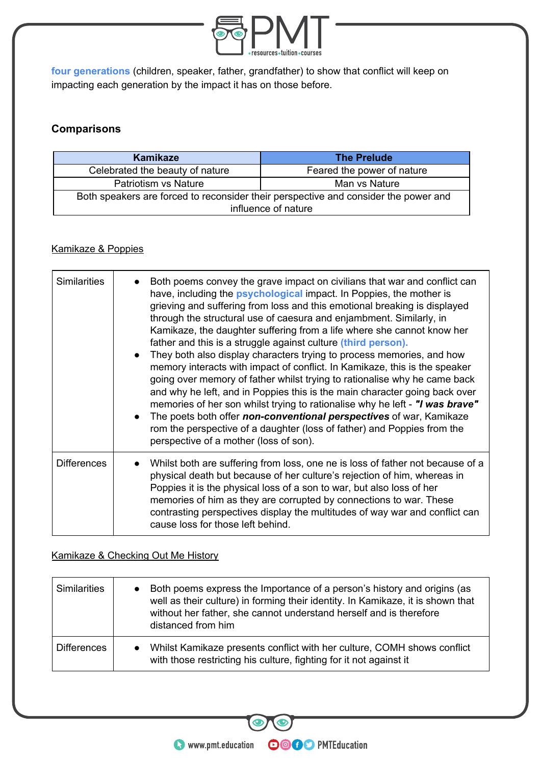**four generations** (children, speaker, father, grandfather) to show that conflict will keep on impacting each generation by the impact it has on those before.

## Comparisons

| Kamikaze | The Prelude |
| --- | --- |
| Celebrated the beauty of nature | Feared the power of nature |
| Patriotism vs Nature | Man vs Nature |
| Both speakers are forced to reconsider their perspective and consider the power and influence of nature | |

### Kamikaze & Poppies

| | |
| --- | --- |
| Similarities | • Both poems convey the grave impact on civilians that war and conflict can have, including the **psychological** impact. In Poppies, the mother is grieving and suffering from loss and this emotional breaking is displayed through the structural use of caesura and enjambment. Similarly, in Kamikaze, the daughter suffering from a life where she cannot know her father and this is a struggle against culture **(third person).** <br> • They both also display characters trying to process memories, and how memory interacts with impact of conflict. In Kamikaze, this is the speaker going over memory of father whilst trying to rationalise why he came back and why he left, and in Poppies this is the main character going back over memories of her son whilst trying to rationalise why he left - ***"I was brave"*** <br> • The poets both offer ***non-conventional perspectives*** of war, Kamikaze rom the perspective of a daughter (loss of father) and Poppies from the perspective of a mother (loss of son). |
| Differences | • Whilst both are suffering from loss, one ne is loss of father not because of a physical death but because of her culture's rejection of him, whereas in Poppies it is the physical loss of a son to war, but also loss of her memories of him as they are corrupted by connections to war. These contrasting perspectives display the multitudes of way war and conflict can cause loss for those left behind. |

### Kamikaze & Checking Out Me History

| | |
| --- | --- |
| Similarities | • Both poems express the Importance of a person's history and origins (as well as their culture) in forming their identity. In Kamikaze, it is shown that without her father, she cannot understand herself and is therefore distanced from him |
| Differences | • Whilst Kamikaze presents conflict with her culture, COMH shows conflict with those restricting his culture, fighting for it not against it |